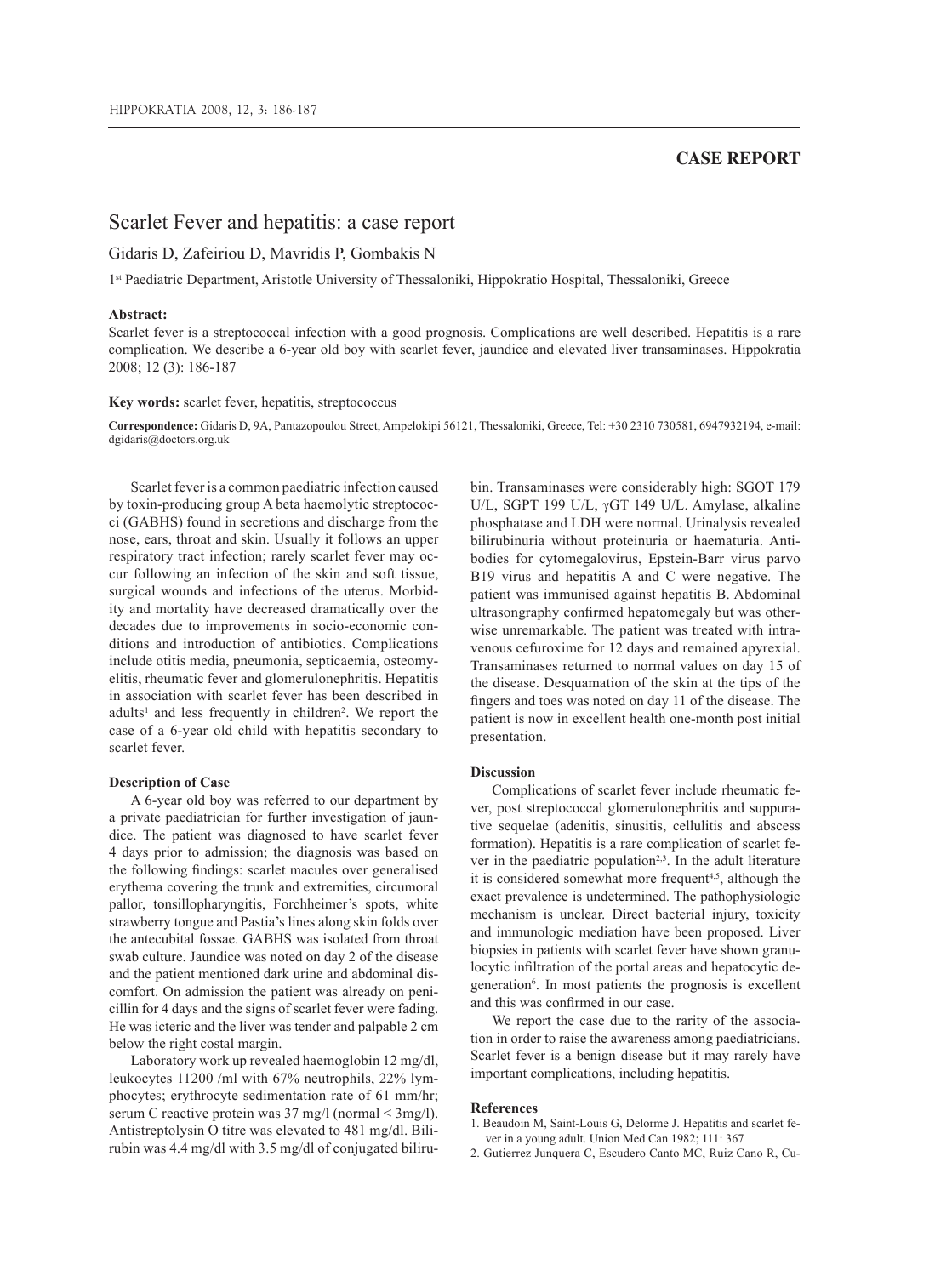## CASE REPORT

# Scarlet Fever and hepatitis: a case report

Gidaris D, Zafeiriou D, Mavridis P, Gombakis N

1st Paediatric Department, Aristotle University of Thessaloniki, Hippokratio Hospital, Thessaloniki, Greece

**Abstract:**
Scarlet fever is a streptococcal infection with a good prognosis. Complications are well described. Hepatitis is a rare complication. We describe a 6-year old boy with scarlet fever, jaundice and elevated liver transaminases. Hippokratia 2008; 12 (3): 186-187

**Key words:** scarlet fever, hepatitis, streptococcus

**Correspondence:** Gidaris D, 9A, Pantazopoulou Street, Ampelokipi 56121, Thessaloniki, Greece, Tel: +30 2310 730581, 6947932194, e-mail: dgidaris@doctors.org.uk

Scarlet fever is a common paediatric infection caused by toxin-producing group A beta haemolytic streptococci (GABHS) found in secretions and discharge from the nose, ears, throat and skin. Usually it follows an upper respiratory tract infection; rarely scarlet fever may occur following an infection of the skin and soft tissue, surgical wounds and infections of the uterus. Morbidity and mortality have decreased dramatically over the decades due to improvements in socio-economic conditions and introduction of antibiotics. Complications include otitis media, pneumonia, septicaemia, osteomyelitis, rheumatic fever and glomerulonephritis. Hepatitis in association with scarlet fever has been described in adults[1] and less frequently in children[2]. We report the case of a 6-year old child with hepatitis secondary to scarlet fever.

**Description of Case**

A 6-year old boy was referred to our department by a private paediatrician for further investigation of jaundice. The patient was diagnosed to have scarlet fever 4 days prior to admission; the diagnosis was based on the following findings: scarlet macules over generalised erythema covering the trunk and extremities, circumoral pallor, tonsillopharyngitis, Forchheimer's spots, white strawberry tongue and Pastia's lines along skin folds over the antecubital fossae. GABHS was isolated from throat swab culture. Jaundice was noted on day 2 of the disease and the patient mentioned dark urine and abdominal discomfort. On admission the patient was already on penicillin for 4 days and the signs of scarlet fever were fading. He was icteric and the liver was tender and palpable 2 cm below the right costal margin.

Laboratory work up revealed haemoglobin 12 mg/dl, leukocytes 11200 /ml with 67% neutrophils, 22% lymphocytes; erythrocyte sedimentation rate of 61 mm/hr; serum C reactive protein was 37 mg/l (normal < 3mg/l). Antistreptolysin O titre was elevated to 481 mg/dl. Bilirubin was 4.4 mg/dl with 3.5 mg/dl of conjugated bilirubin. Transaminases were considerably high: SGOT 179 U/L, SGPT 199 U/L, γGT 149 U/L. Amylase, alkaline phosphatase and LDH were normal. Urinalysis revealed bilirubinuria without proteinuria or haematuria. Antibodies for cytomegalovirus, Epstein-Barr virus parvo B19 virus and hepatitis A and C were negative. The patient was immunised against hepatitis B. Abdominal ultrasongraphy confirmed hepatomegaly but was otherwise unremarkable. The patient was treated with intravenous cefuroxime for 12 days and remained apyrexial. Transaminases returned to normal values on day 15 of the disease. Desquamation of the skin at the tips of the fingers and toes was noted on day 11 of the disease. The patient is now in excellent health one-month post initial presentation.

**Discussion**

Complications of scarlet fever include rheumatic fever, post streptococcal glomerulonephritis and suppurative sequelae (adenitis, sinusitis, cellulitis and abscess formation). Hepatitis is a rare complication of scarlet fever in the paediatric population[2,3]. In the adult literature it is considered somewhat more frequent[4,5], although the exact prevalence is undetermined. The pathophysiologic mechanism is unclear. Direct bacterial injury, toxicity and immunologic mediation have been proposed. Liver biopsies in patients with scarlet fever have shown granulocytic infiltration of the portal areas and hepatocytic degeneration[6]. In most patients the prognosis is excellent and this was confirmed in our case.

We report the case due to the rarity of the association in order to raise the awareness among paediatricians. Scarlet fever is a benign disease but it may rarely have important complications, including hepatitis.

**References**

1. Beaudoin M, Saint-Louis G, Delorme J. Hepatitis and scarlet fever in a young adult. Union Med Can 1982; 111: 367
2. Gutierrez Junquera C, Escudero Canto MC, Ruiz Cano R, Cu-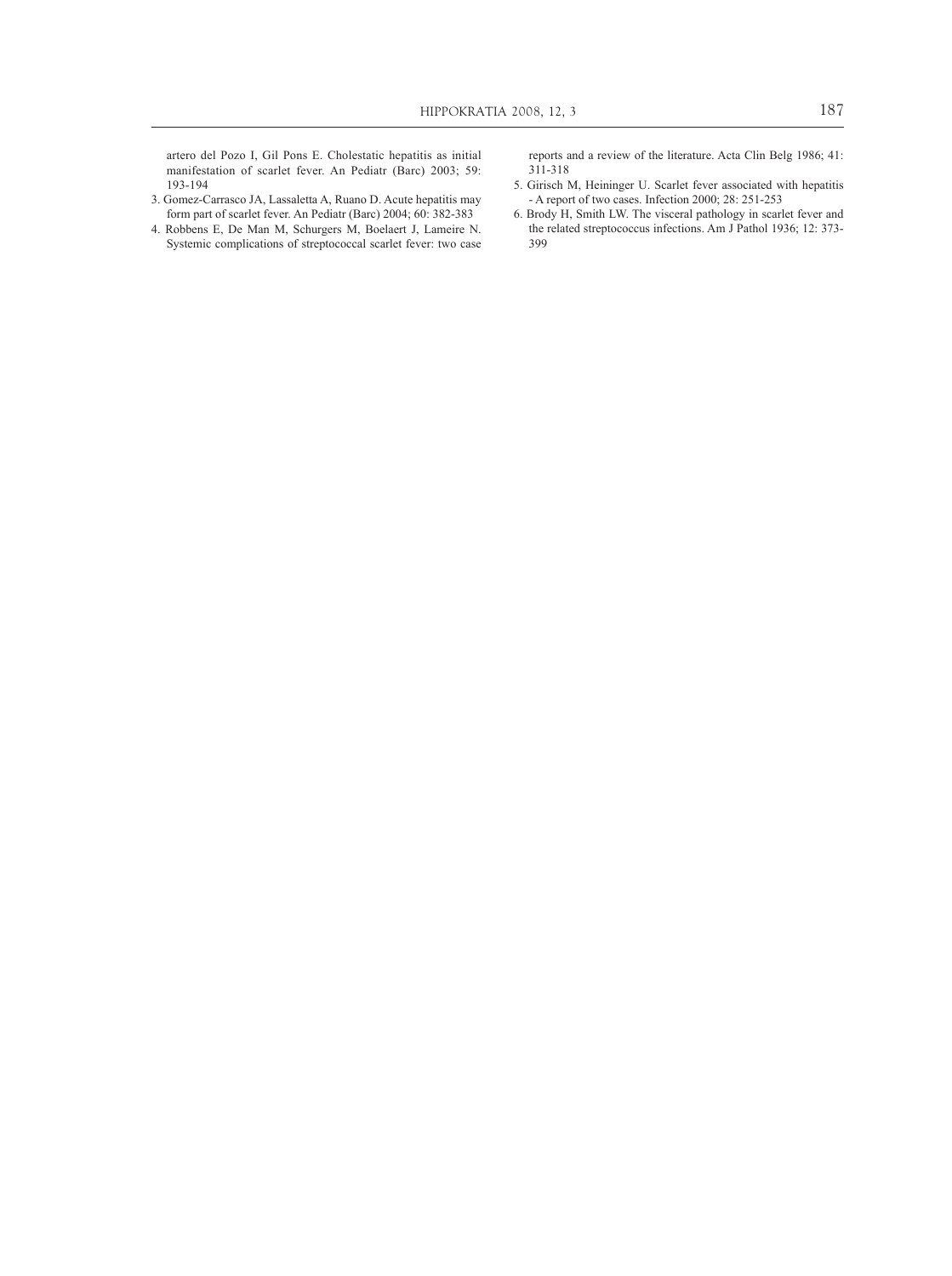artero del Pozo I, Gil Pons E. Cholestatic hepatitis as initial manifestation of scarlet fever. An Pediatr (Barc) 2003; 59: 193-194

3. Gomez-Carrasco JA, Lassaletta A, Ruano D. Acute hepatitis may form part of scarlet fever. An Pediatr (Barc) 2004; 60: 382-383
4. Robbens E, De Man M, Schurgers M, Boelaert J, Lameire N. Systemic complications of streptococcal scarlet fever: two case reports and a review of the literature. Acta Clin Belg 1986; 41: 311-318
5. Girisch M, Heininger U. Scarlet fever associated with hepatitis - A report of two cases. Infection 2000; 28: 251-253
6. Brody H, Smith LW. The visceral pathology in scarlet fever and the related streptococcus infections. Am J Pathol 1936; 12: 373-399